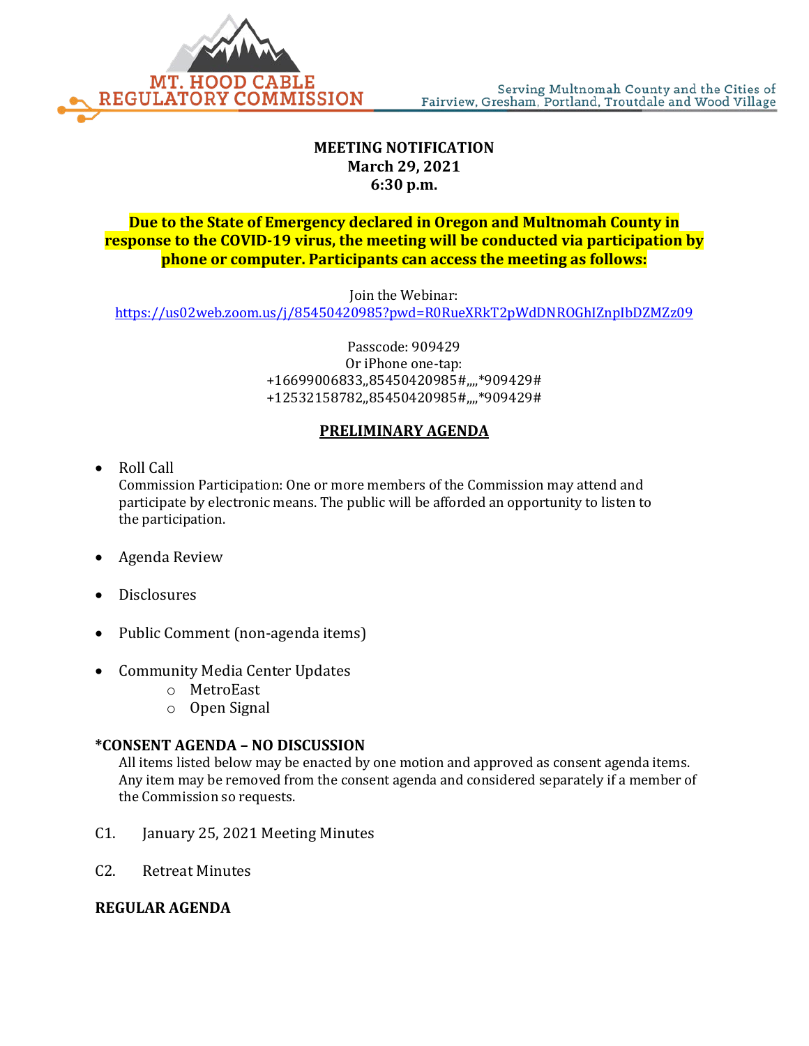MT. HOOD CABLE REGULATORY COMMISSION

Serving Multnomah County and the Cities of Fairview, Gresham, Portland, Troutdale and Wood Village

**MEETING NOTIFICATION**
**March 29, 2021**
**6:30 p.m.**

**Due to the State of Emergency declared in Oregon and Multnomah County in response to the COVID-19 virus, the meeting will be conducted via participation by phone or computer. Participants can access the meeting as follows:**

Join the Webinar:
https://us02web.zoom.us/j/85450420985?pwd=R0RueXRkT2pWdDNROGhIZnpIbDZMZz09

Passcode: 909429
Or iPhone one-tap:
+16699006833,,85450420985#,,,,*909429#
+12532158782,,85450420985#,,,,*909429#

## PRELIMINARY AGENDA

- Roll Call
  Commission Participation: One or more members of the Commission may attend and participate by electronic means. The public will be afforded an opportunity to listen to the participation.
- Agenda Review
- Disclosures
- Public Comment (non-agenda items)
- Community Media Center Updates
  - MetroEast
  - Open Signal

**\*CONSENT AGENDA – NO DISCUSSION**

All items listed below may be enacted by one motion and approved as consent agenda items. Any item may be removed from the consent agenda and considered separately if a member of the Commission so requests.

C1. January 25, 2021 Meeting Minutes

C2. Retreat Minutes

**REGULAR AGENDA**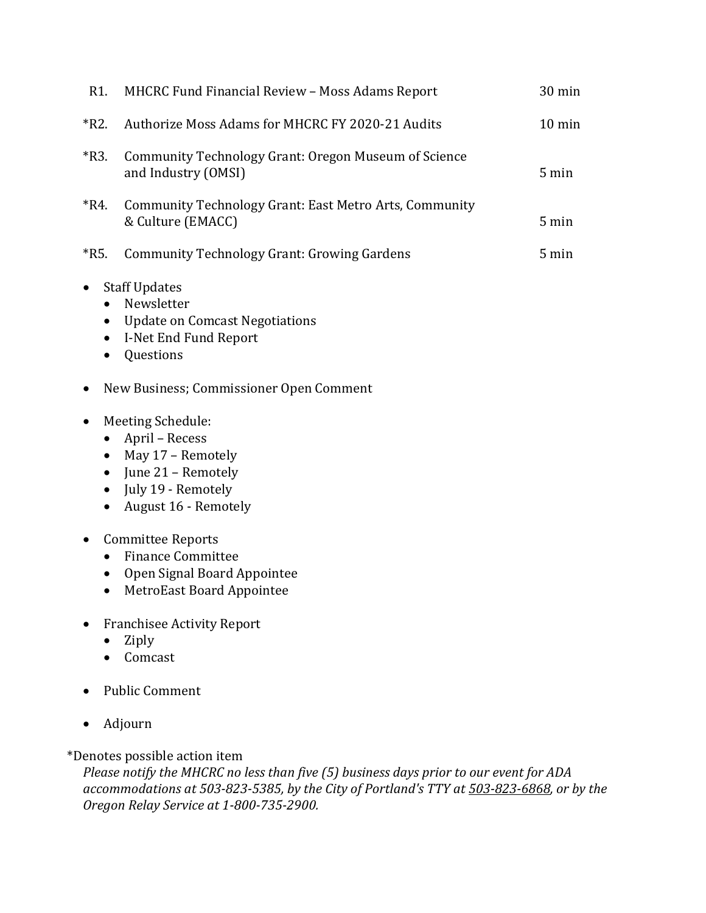| | | |
|---|---|---|
| R1. | MHCRC Fund Financial Review – Moss Adams Report | 30 min |
| *R2. | Authorize Moss Adams for MHCRC FY 2020-21 Audits | 10 min |
| *R3. | Community Technology Grant: Oregon Museum of Science and Industry (OMSI) | 5 min |
| *R4. | Community Technology Grant: East Metro Arts, Community & Culture (EMACC) | 5 min |
| *R5. | Community Technology Grant: Growing Gardens | 5 min |

- Staff Updates
  - Newsletter
  - Update on Comcast Negotiations
  - I-Net End Fund Report
  - Questions

- New Business; Commissioner Open Comment

- Meeting Schedule:
  - April – Recess
  - May 17 – Remotely
  - June 21 – Remotely
  - July 19 - Remotely
  - August 16 - Remotely

- Committee Reports
  - Finance Committee
  - Open Signal Board Appointee
  - MetroEast Board Appointee

- Franchisee Activity Report
  - Ziply
  - Comcast

- Public Comment

- Adjourn

*Denotes possible action item

*Please notify the MHCRC no less than five (5) business days prior to our event for ADA accommodations at 503-823-5385, by the City of Portland's TTY at 503-823-6868, or by the Oregon Relay Service at 1-800-735-2900.*